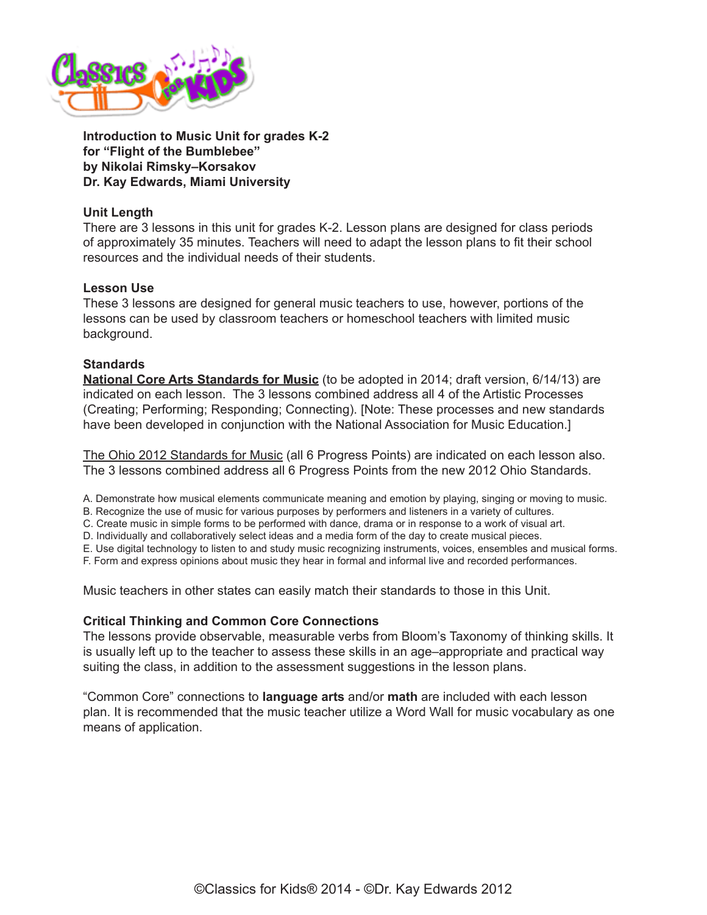**Introduction to Music Unit for grades K-2**
**for “Flight of the Bumblebee”**
**by Nikolai Rimsky–Korsakov**
**Dr. Kay Edwards, Miami University**

### Unit Length

There are 3 lessons in this unit for grades K-2. Lesson plans are designed for class periods of approximately 35 minutes. Teachers will need to adapt the lesson plans to fit their school resources and the individual needs of their students.

### Lesson Use

These 3 lessons are designed for general music teachers to use, however, portions of the lessons can be used by classroom teachers or homeschool teachers with limited music background.

### Standards

**National Core Arts Standards for Music** (to be adopted in 2014; draft version, 6/14/13) are indicated on each lesson. The 3 lessons combined address all 4 of the Artistic Processes (Creating; Performing; Responding; Connecting). [Note: These processes and new standards have been developed in conjunction with the National Association for Music Education.]

The Ohio 2012 Standards for Music (all 6 Progress Points) are indicated on each lesson also. The 3 lessons combined address all 6 Progress Points from the new 2012 Ohio Standards.

A. Demonstrate how musical elements communicate meaning and emotion by playing, singing or moving to music.
B. Recognize the use of music for various purposes by performers and listeners in a variety of cultures.
C. Create music in simple forms to be performed with dance, drama or in response to a work of visual art.
D. Individually and collaboratively select ideas and a media form of the day to create musical pieces.
E. Use digital technology to listen to and study music recognizing instruments, voices, ensembles and musical forms.
F. Form and express opinions about music they hear in formal and informal live and recorded performances.

Music teachers in other states can easily match their standards to those in this Unit.

### Critical Thinking and Common Core Connections

The lessons provide observable, measurable verbs from Bloom’s Taxonomy of thinking skills. It is usually left up to the teacher to assess these skills in an age–appropriate and practical way suiting the class, in addition to the assessment suggestions in the lesson plans.

“Common Core” connections to **language arts** and/or **math** are included with each lesson plan. It is recommended that the music teacher utilize a Word Wall for music vocabulary as one means of application.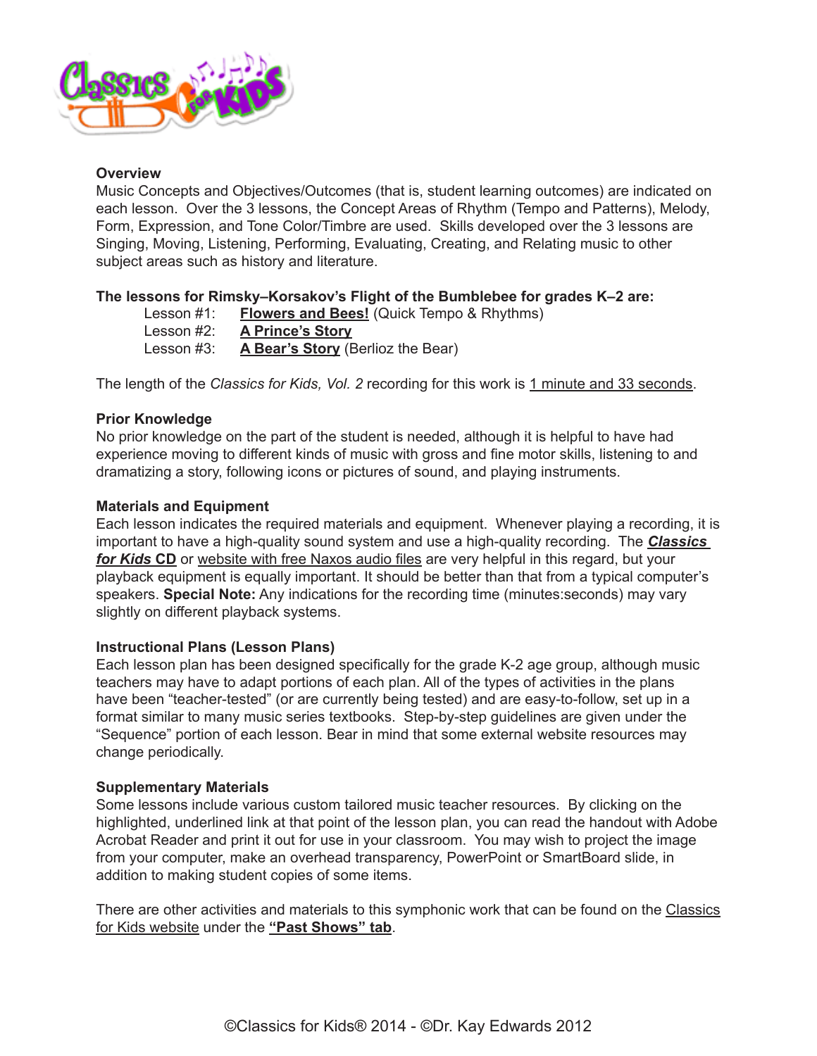**Overview**

Music Concepts and Objectives/Outcomes (that is, student learning outcomes) are indicated on each lesson. Over the 3 lessons, the Concept Areas of Rhythm (Tempo and Patterns), Melody, Form, Expression, and Tone Color/Timbre are used. Skills developed over the 3 lessons are Singing, Moving, Listening, Performing, Evaluating, Creating, and Relating music to other subject areas such as history and literature.

**The lessons for Rimsky–Korsakov's Flight of the Bumblebee for grades K–2 are:**

Lesson #1: **Flowers and Bees!** (Quick Tempo & Rhythms)
Lesson #2: **A Prince's Story**
Lesson #3: **A Bear's Story** (Berlioz the Bear)

The length of the *Classics for Kids, Vol. 2* recording for this work is 1 minute and 33 seconds.

**Prior Knowledge**

No prior knowledge on the part of the student is needed, although it is helpful to have had experience moving to different kinds of music with gross and fine motor skills, listening to and dramatizing a story, following icons or pictures of sound, and playing instruments.

**Materials and Equipment**

Each lesson indicates the required materials and equipment. Whenever playing a recording, it is important to have a high-quality sound system and use a high-quality recording. The ***Classics for Kids* CD** or website with free Naxos audio files are very helpful in this regard, but your playback equipment is equally important. It should be better than that from a typical computer's speakers. **Special Note:** Any indications for the recording time (minutes:seconds) may vary slightly on different playback systems.

**Instructional Plans (Lesson Plans)**

Each lesson plan has been designed specifically for the grade K-2 age group, although music teachers may have to adapt portions of each plan. All of the types of activities in the plans have been "teacher-tested" (or are currently being tested) and are easy-to-follow, set up in a format similar to many music series textbooks. Step-by-step guidelines are given under the "Sequence" portion of each lesson. Bear in mind that some external website resources may change periodically.

**Supplementary Materials**

Some lessons include various custom tailored music teacher resources. By clicking on the highlighted, underlined link at that point of the lesson plan, you can read the handout with Adobe Acrobat Reader and print it out for use in your classroom. You may wish to project the image from your computer, make an overhead transparency, PowerPoint or SmartBoard slide, in addition to making student copies of some items.

There are other activities and materials to this symphonic work that can be found on the Classics for Kids website under the **"Past Shows" tab**.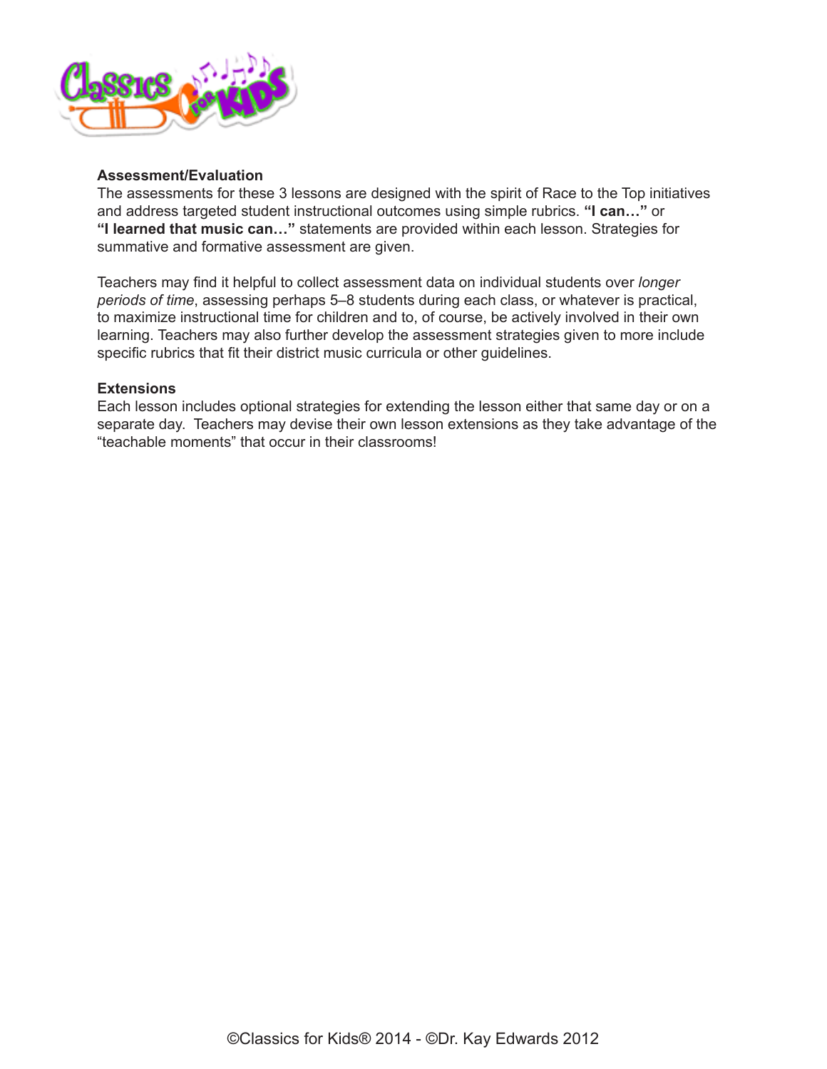**Assessment/Evaluation**

The assessments for these 3 lessons are designed with the spirit of Race to the Top initiatives and address targeted student instructional outcomes using simple rubrics. **"I can…"** or **"I learned that music can…"** statements are provided within each lesson. Strategies for summative and formative assessment are given.

Teachers may find it helpful to collect assessment data on individual students over *longer periods of time*, assessing perhaps 5–8 students during each class, or whatever is practical, to maximize instructional time for children and to, of course, be actively involved in their own learning. Teachers may also further develop the assessment strategies given to more include specific rubrics that fit their district music curricula or other guidelines.

**Extensions**

Each lesson includes optional strategies for extending the lesson either that same day or on a separate day. Teachers may devise their own lesson extensions as they take advantage of the "teachable moments" that occur in their classrooms!